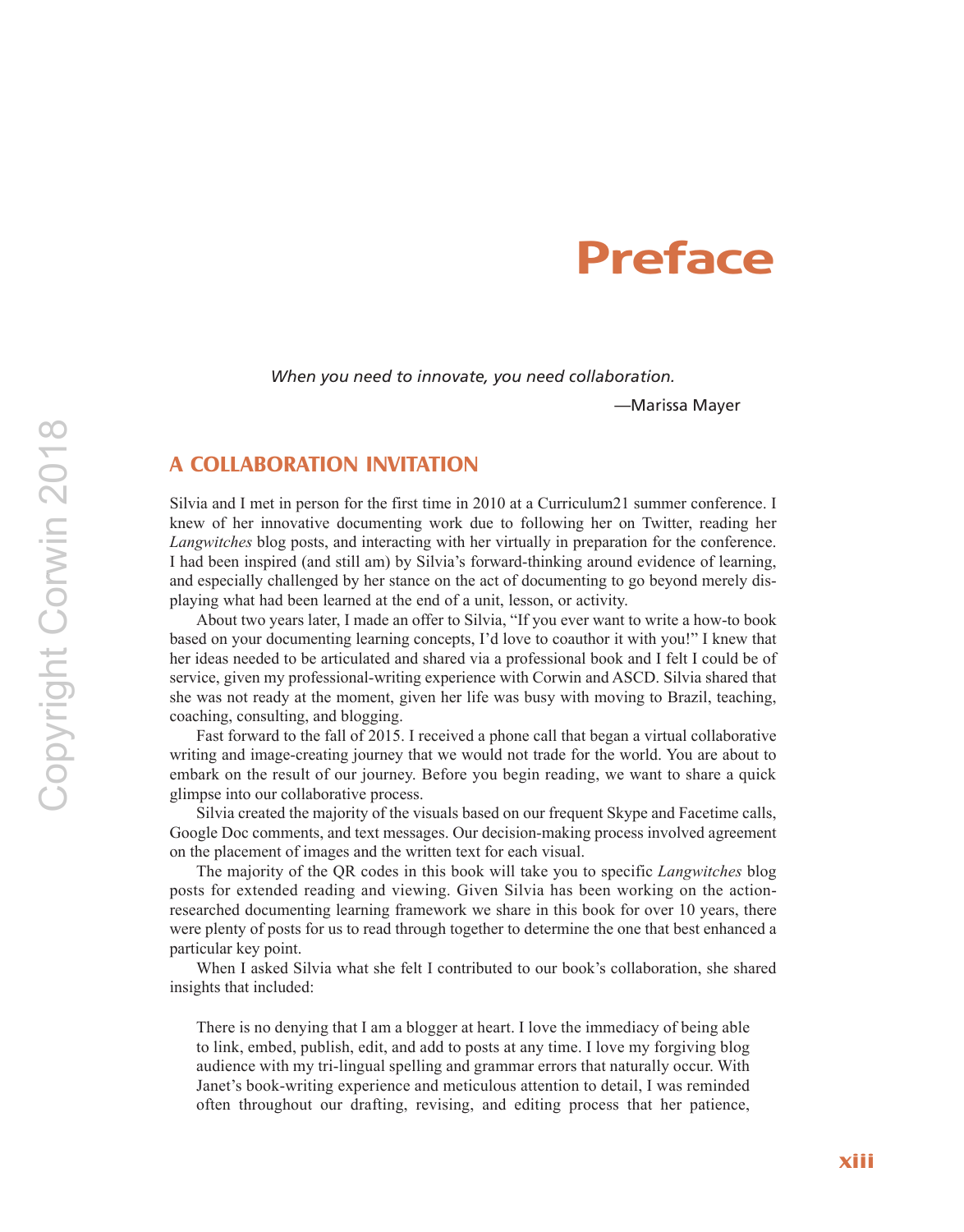# Preface

*When you need to innovate, you need collaboration.*

—Marissa Mayer

## A COLLABORATION INVITATION

Silvia and I met in person for the first time in 2010 at a Curriculum21 summer conference. I knew of her innovative documenting work due to following her on Twitter, reading her *Langwitches* blog posts, and interacting with her virtually in preparation for the conference. I had been inspired (and still am) by Silvia's forward-thinking around evidence of learning, and especially challenged by her stance on the act of documenting to go beyond merely displaying what had been learned at the end of a unit, lesson, or activity.

About two years later, I made an offer to Silvia, "If you ever want to write a how-to book based on your documenting learning concepts, I'd love to coauthor it with you!" I knew that her ideas needed to be articulated and shared via a professional book and I felt I could be of service, given my professional-writing experience with Corwin and ASCD. Silvia shared that she was not ready at the moment, given her life was busy with moving to Brazil, teaching, coaching, consulting, and blogging.

Fast forward to the fall of 2015. I received a phone call that began a virtual collaborative writing and image-creating journey that we would not trade for the world. You are about to embark on the result of our journey. Before you begin reading, we want to share a quick glimpse into our collaborative process.

Silvia created the majority of the visuals based on our frequent Skype and Facetime calls, Google Doc comments, and text messages. Our decision-making process involved agreement on the placement of images and the written text for each visual.

The majority of the QR codes in this book will take you to specific *Langwitches* blog posts for extended reading and viewing. Given Silvia has been working on the action-researched documenting learning framework we share in this book for over 10 years, there were plenty of posts for us to read through together to determine the one that best enhanced a particular key point.

When I asked Silvia what she felt I contributed to our book's collaboration, she shared insights that included:

> There is no denying that I am a blogger at heart. I love the immediacy of being able to link, embed, publish, edit, and add to posts at any time. I love my forgiving blog audience with my tri-lingual spelling and grammar errors that naturally occur. With Janet's book-writing experience and meticulous attention to detail, I was reminded often throughout our drafting, revising, and editing process that her patience,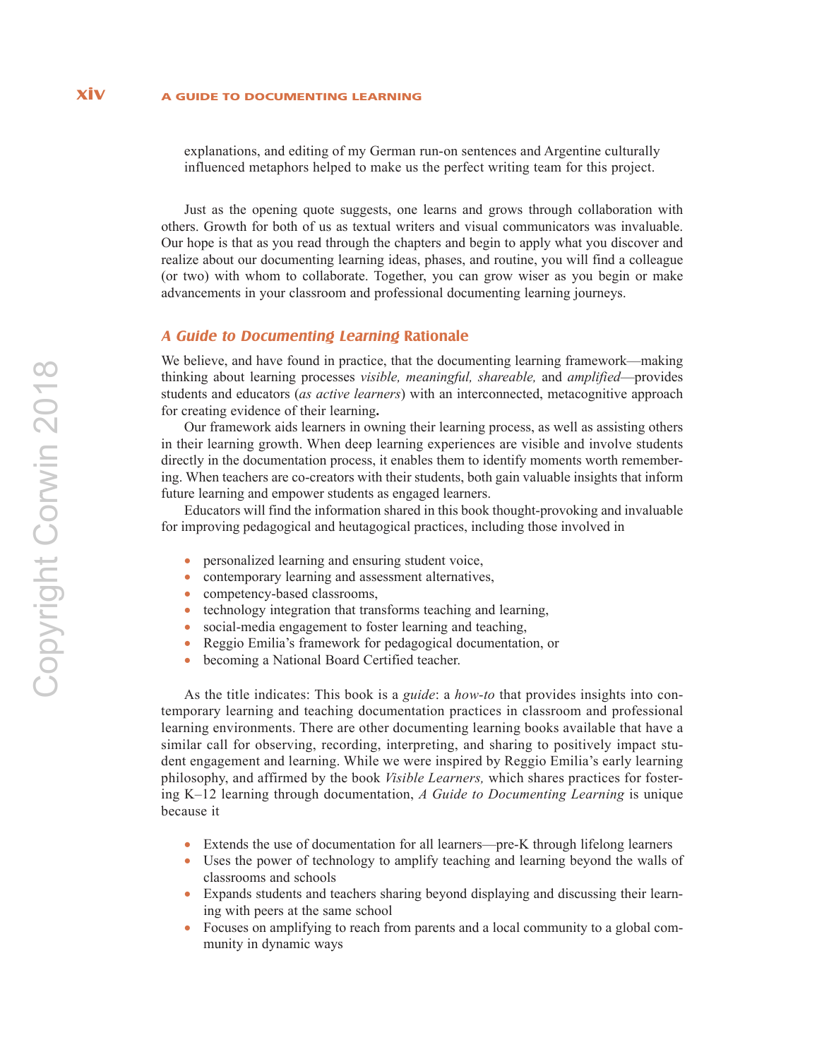explanations, and editing of my German run-on sentences and Argentine culturally influenced metaphors helped to make us the perfect writing team for this project.

Just as the opening quote suggests, one learns and grows through collaboration with others. Growth for both of us as textual writers and visual communicators was invaluable. Our hope is that as you read through the chapters and begin to apply what you discover and realize about our documenting learning ideas, phases, and routine, you will find a colleague (or two) with whom to collaborate. Together, you can grow wiser as you begin or make advancements in your classroom and professional documenting learning journeys.

## *A Guide to Documenting Learning* Rationale

We believe, and have found in practice, that the documenting learning framework—making thinking about learning processes *visible, meaningful, shareable,* and *amplified*—provides students and educators (*as active learners*) with an interconnected, metacognitive approach for creating evidence of their learning**.**

Our framework aids learners in owning their learning process, as well as assisting others in their learning growth. When deep learning experiences are visible and involve students directly in the documentation process, it enables them to identify moments worth remembering. When teachers are co-creators with their students, both gain valuable insights that inform future learning and empower students as engaged learners.

Educators will find the information shared in this book thought-provoking and invaluable for improving pedagogical and heutagogical practices, including those involved in

- personalized learning and ensuring student voice,
- contemporary learning and assessment alternatives,
- competency-based classrooms,
- technology integration that transforms teaching and learning,
- social-media engagement to foster learning and teaching,
- Reggio Emilia's framework for pedagogical documentation, or
- becoming a National Board Certified teacher.

As the title indicates: This book is a *guide*: a *how-to* that provides insights into contemporary learning and teaching documentation practices in classroom and professional learning environments. There are other documenting learning books available that have a similar call for observing, recording, interpreting, and sharing to positively impact student engagement and learning. While we were inspired by Reggio Emilia's early learning philosophy, and affirmed by the book *Visible Learners,* which shares practices for fostering K–12 learning through documentation, *A Guide to Documenting Learning* is unique because it

- Extends the use of documentation for all learners—pre-K through lifelong learners
- Uses the power of technology to amplify teaching and learning beyond the walls of classrooms and schools
- Expands students and teachers sharing beyond displaying and discussing their learning with peers at the same school
- Focuses on amplifying to reach from parents and a local community to a global community in dynamic ways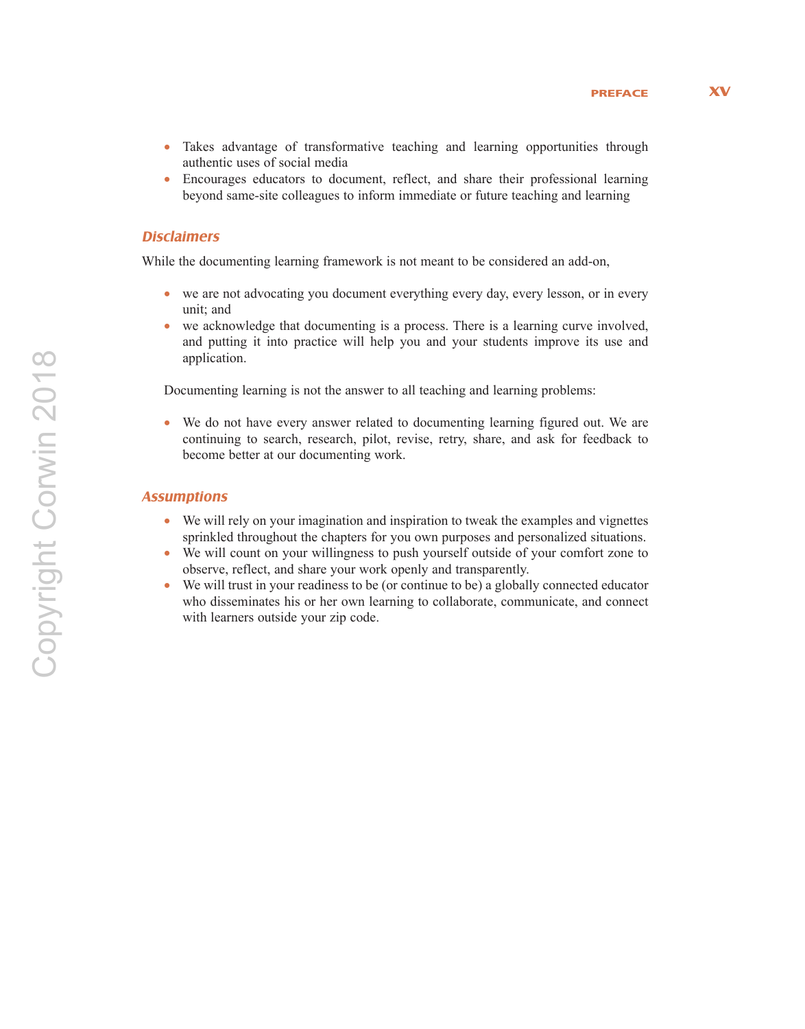- Takes advantage of transformative teaching and learning opportunities through authentic uses of social media
- Encourages educators to document, reflect, and share their professional learning beyond same-site colleagues to inform immediate or future teaching and learning

### *Disclaimers*

While the documenting learning framework is not meant to be considered an add-on,

- we are not advocating you document everything every day, every lesson, or in every unit; and
- we acknowledge that documenting is a process. There is a learning curve involved, and putting it into practice will help you and your students improve its use and application.

Documenting learning is not the answer to all teaching and learning problems:

- We do not have every answer related to documenting learning figured out. We are continuing to search, research, pilot, revise, retry, share, and ask for feedback to become better at our documenting work.

### *Assumptions*

- We will rely on your imagination and inspiration to tweak the examples and vignettes sprinkled throughout the chapters for you own purposes and personalized situations.
- We will count on your willingness to push yourself outside of your comfort zone to observe, reflect, and share your work openly and transparently.
- We will trust in your readiness to be (or continue to be) a globally connected educator who disseminates his or her own learning to collaborate, communicate, and connect with learners outside your zip code.